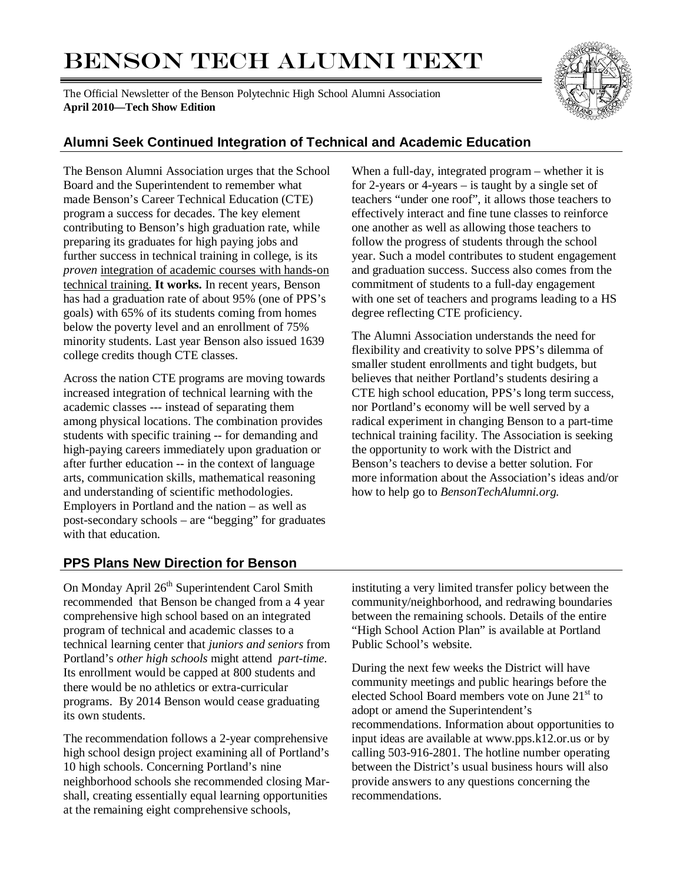# Benson Tech Alumni Text

The Official Newsletter of the Benson Polytechnic High School Alumni Association
**April 2010—Tech Show Edition**

## Alumni Seek Continued Integration of Technical and Academic Education

The Benson Alumni Association urges that the School Board and the Superintendent to remember what made Benson's Career Technical Education (CTE) program a success for decades. The key element contributing to Benson's high graduation rate, while preparing its graduates for high paying jobs and further success in technical training in college, is its *proven* <u>integration of academic courses with hands-on technical training.</u> **It works.** In recent years, Benson has had a graduation rate of about 95% (one of PPS's goals) with 65% of its students coming from homes below the poverty level and an enrollment of 75% minority students. Last year Benson also issued 1639 college credits though CTE classes.

Across the nation CTE programs are moving towards increased integration of technical learning with the academic classes --- instead of separating them among physical locations. The combination provides students with specific training -- for demanding and high-paying careers immediately upon graduation or after further education -- in the context of language arts, communication skills, mathematical reasoning and understanding of scientific methodologies. Employers in Portland and the nation – as well as post-secondary schools – are "begging" for graduates with that education.

When a full-day, integrated program – whether it is for 2-years or 4-years – is taught by a single set of teachers "under one roof", it allows those teachers to effectively interact and fine tune classes to reinforce one another as well as allowing those teachers to follow the progress of students through the school year. Such a model contributes to student engagement and graduation success. Success also comes from the commitment of students to a full-day engagement with one set of teachers and programs leading to a HS degree reflecting CTE proficiency.

The Alumni Association understands the need for flexibility and creativity to solve PPS's dilemma of smaller student enrollments and tight budgets, but believes that neither Portland's students desiring a CTE high school education, PPS's long term success, nor Portland's economy will be well served by a radical experiment in changing Benson to a part-time technical training facility. The Association is seeking the opportunity to work with the District and Benson's teachers to devise a better solution. For more information about the Association's ideas and/or how to help go to *BensonTechAlumni.org.*

## PPS Plans New Direction for Benson

On Monday April 26th Superintendent Carol Smith recommended that Benson be changed from a 4 year comprehensive high school based on an integrated program of technical and academic classes to a technical learning center that *juniors and seniors* from Portland's *other high schools* might attend *part-time*. Its enrollment would be capped at 800 students and there would be no athletics or extra-curricular programs. By 2014 Benson would cease graduating its own students.

The recommendation follows a 2-year comprehensive high school design project examining all of Portland's 10 high schools. Concerning Portland's nine neighborhood schools she recommended closing Marshall, creating essentially equal learning opportunities at the remaining eight comprehensive schools, instituting a very limited transfer policy between the community/neighborhood, and redrawing boundaries between the remaining schools. Details of the entire "High School Action Plan" is available at Portland Public School's website.

During the next few weeks the District will have community meetings and public hearings before the elected School Board members vote on June 21st to adopt or amend the Superintendent's recommendations. Information about opportunities to input ideas are available at www.pps.k12.or.us or by calling 503-916-2801. The hotline number operating between the District's usual business hours will also provide answers to any questions concerning the recommendations.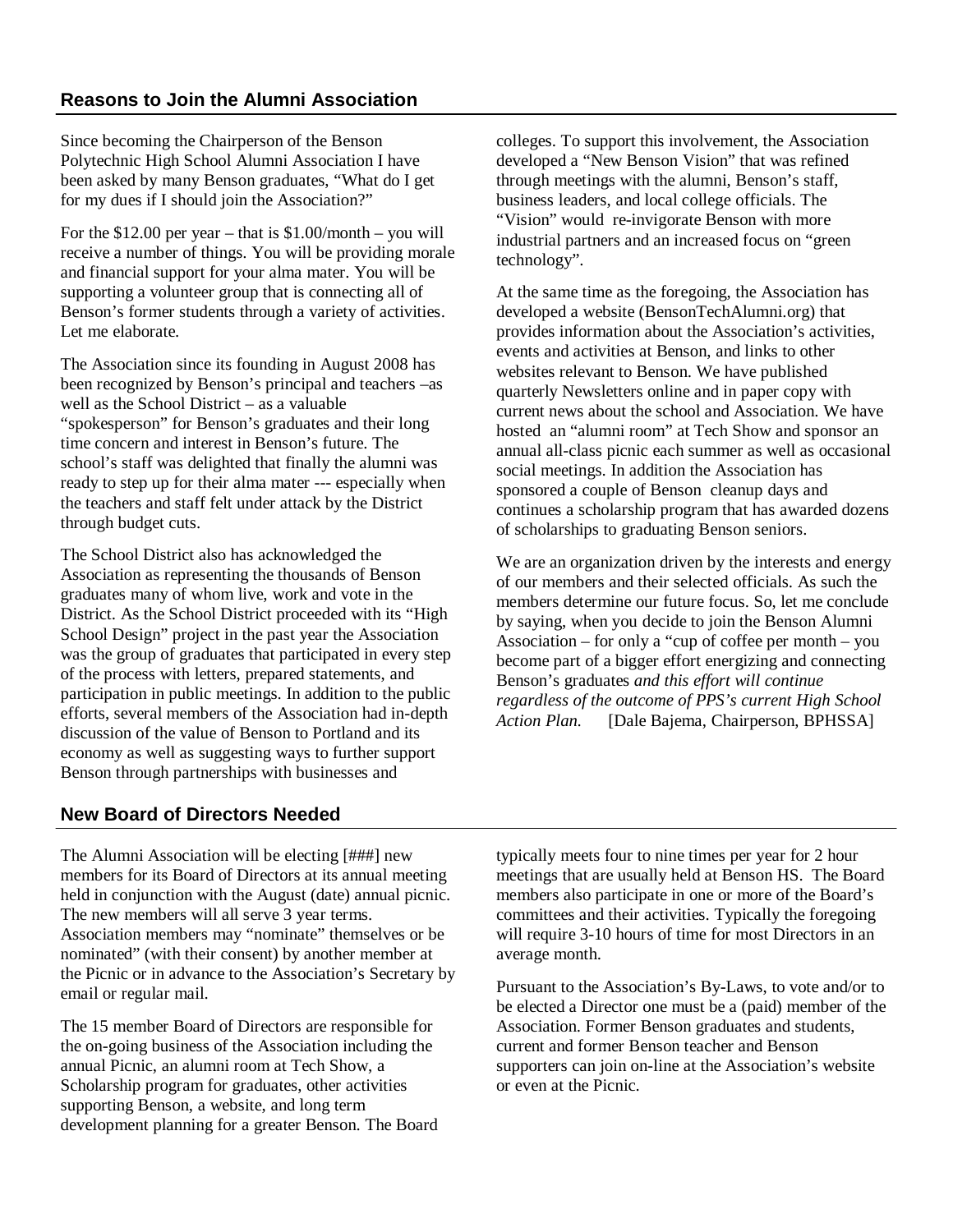## Reasons to Join the Alumni Association

Since becoming the Chairperson of the Benson Polytechnic High School Alumni Association I have been asked by many Benson graduates, "What do I get for my dues if I should join the Association?"

For the $12.00 per year – that is $1.00/month – you will receive a number of things. You will be providing morale and financial support for your alma mater. You will be supporting a volunteer group that is connecting all of Benson's former students through a variety of activities. Let me elaborate.

The Association since its founding in August 2008 has been recognized by Benson's principal and teachers –as well as the School District – as a valuable "spokesperson" for Benson's graduates and their long time concern and interest in Benson's future. The school's staff was delighted that finally the alumni was ready to step up for their alma mater --- especially when the teachers and staff felt under attack by the District through budget cuts.

The School District also has acknowledged the Association as representing the thousands of Benson graduates many of whom live, work and vote in the District. As the School District proceeded with its "High School Design" project in the past year the Association was the group of graduates that participated in every step of the process with letters, prepared statements, and participation in public meetings. In addition to the public efforts, several members of the Association had in-depth discussion of the value of Benson to Portland and its economy as well as suggesting ways to further support Benson through partnerships with businesses and colleges. To support this involvement, the Association developed a "New Benson Vision" that was refined through meetings with the alumni, Benson's staff, business leaders, and local college officials. The "Vision" would re-invigorate Benson with more industrial partners and an increased focus on "green technology".

At the same time as the foregoing, the Association has developed a website (BensonTechAlumni.org) that provides information about the Association's activities, events and activities at Benson, and links to other websites relevant to Benson. We have published quarterly Newsletters online and in paper copy with current news about the school and Association. We have hosted an "alumni room" at Tech Show and sponsor an annual all-class picnic each summer as well as occasional social meetings. In addition the Association has sponsored a couple of Benson cleanup days and continues a scholarship program that has awarded dozens of scholarships to graduating Benson seniors.

We are an organization driven by the interests and energy of our members and their selected officials. As such the members determine our future focus. So, let me conclude by saying, when you decide to join the Benson Alumni Association – for only a "cup of coffee per month – you become part of a bigger effort energizing and connecting Benson's graduates *and this effort will continue regardless of the outcome of PPS's current High School Action Plan.* [Dale Bajema, Chairperson, BPHSSA]

## New Board of Directors Needed

The Alumni Association will be electing [###] new members for its Board of Directors at its annual meeting held in conjunction with the August (date) annual picnic. The new members will all serve 3 year terms. Association members may "nominate" themselves or be nominated" (with their consent) by another member at the Picnic or in advance to the Association's Secretary by email or regular mail.

The 15 member Board of Directors are responsible for the on-going business of the Association including the annual Picnic, an alumni room at Tech Show, a Scholarship program for graduates, other activities supporting Benson, a website, and long term development planning for a greater Benson. The Board typically meets four to nine times per year for 2 hour meetings that are usually held at Benson HS. The Board members also participate in one or more of the Board's committees and their activities. Typically the foregoing will require 3-10 hours of time for most Directors in an average month.

Pursuant to the Association's By-Laws, to vote and/or to be elected a Director one must be a (paid) member of the Association. Former Benson graduates and students, current and former Benson teacher and Benson supporters can join on-line at the Association's website or even at the Picnic.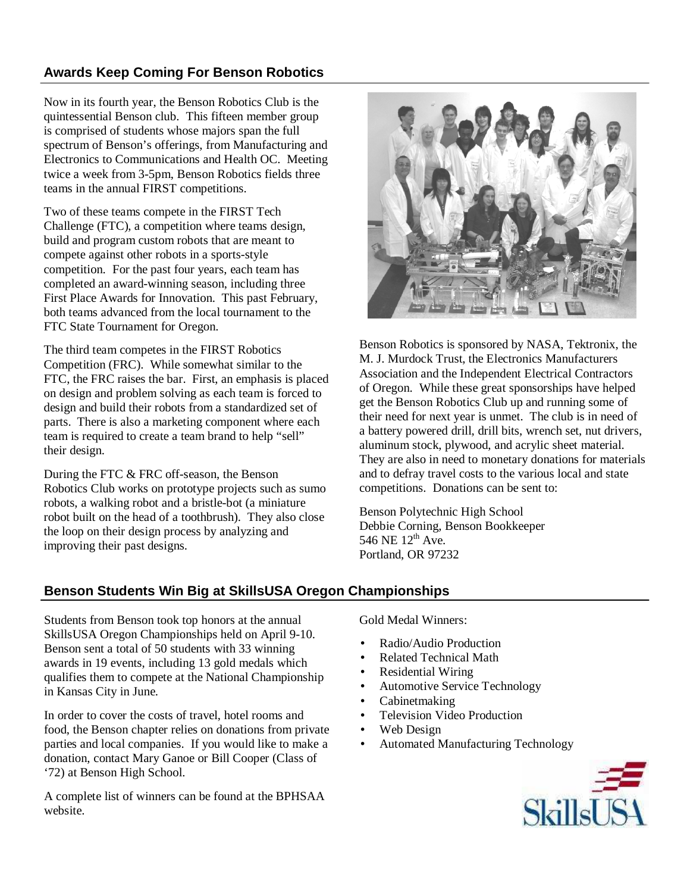## Awards Keep Coming For Benson Robotics

Now in its fourth year, the Benson Robotics Club is the quintessential Benson club. This fifteen member group is comprised of students whose majors span the full spectrum of Benson's offerings, from Manufacturing and Electronics to Communications and Health OC. Meeting twice a week from 3-5pm, Benson Robotics fields three teams in the annual FIRST competitions.

Two of these teams compete in the FIRST Tech Challenge (FTC), a competition where teams design, build and program custom robots that are meant to compete against other robots in a sports-style competition. For the past four years, each team has completed an award-winning season, including three First Place Awards for Innovation. This past February, both teams advanced from the local tournament to the FTC State Tournament for Oregon.

The third team competes in the FIRST Robotics Competition (FRC). While somewhat similar to the FTC, the FRC raises the bar. First, an emphasis is placed on design and problem solving as each team is forced to design and build their robots from a standardized set of parts. There is also a marketing component where each team is required to create a team brand to help "sell" their design.

During the FTC & FRC off-season, the Benson Robotics Club works on prototype projects such as sumo robots, a walking robot and a bristle-bot (a miniature robot built on the head of a toothbrush). They also close the loop on their design process by analyzing and improving their past designs.

Benson Robotics is sponsored by NASA, Tektronix, the M. J. Murdock Trust, the Electronics Manufacturers Association and the Independent Electrical Contractors of Oregon. While these great sponsorships have helped get the Benson Robotics Club up and running some of their need for next year is unmet. The club is in need of a battery powered drill, drill bits, wrench set, nut drivers, aluminum stock, plywood, and acrylic sheet material. They are also in need to monetary donations for materials and to defray travel costs to the various local and state competitions. Donations can be sent to:

Benson Polytechnic High School
Debbie Corning, Benson Bookkeeper
546 NE 12th Ave.
Portland, OR 97232

## Benson Students Win Big at SkillsUSA Oregon Championships

Students from Benson took top honors at the annual SkillsUSA Oregon Championships held on April 9-10. Benson sent a total of 50 students with 33 winning awards in 19 events, including 13 gold medals which qualifies them to compete at the National Championship in Kansas City in June.

In order to cover the costs of travel, hotel rooms and food, the Benson chapter relies on donations from private parties and local companies. If you would like to make a donation, contact Mary Ganoe or Bill Cooper (Class of '72) at Benson High School.

A complete list of winners can be found at the BPHSAA website.

Gold Medal Winners:

- Radio/Audio Production
- Related Technical Math
- Residential Wiring
- Automotive Service Technology
- Cabinetmaking
- Television Video Production
- Web Design
- Automated Manufacturing Technology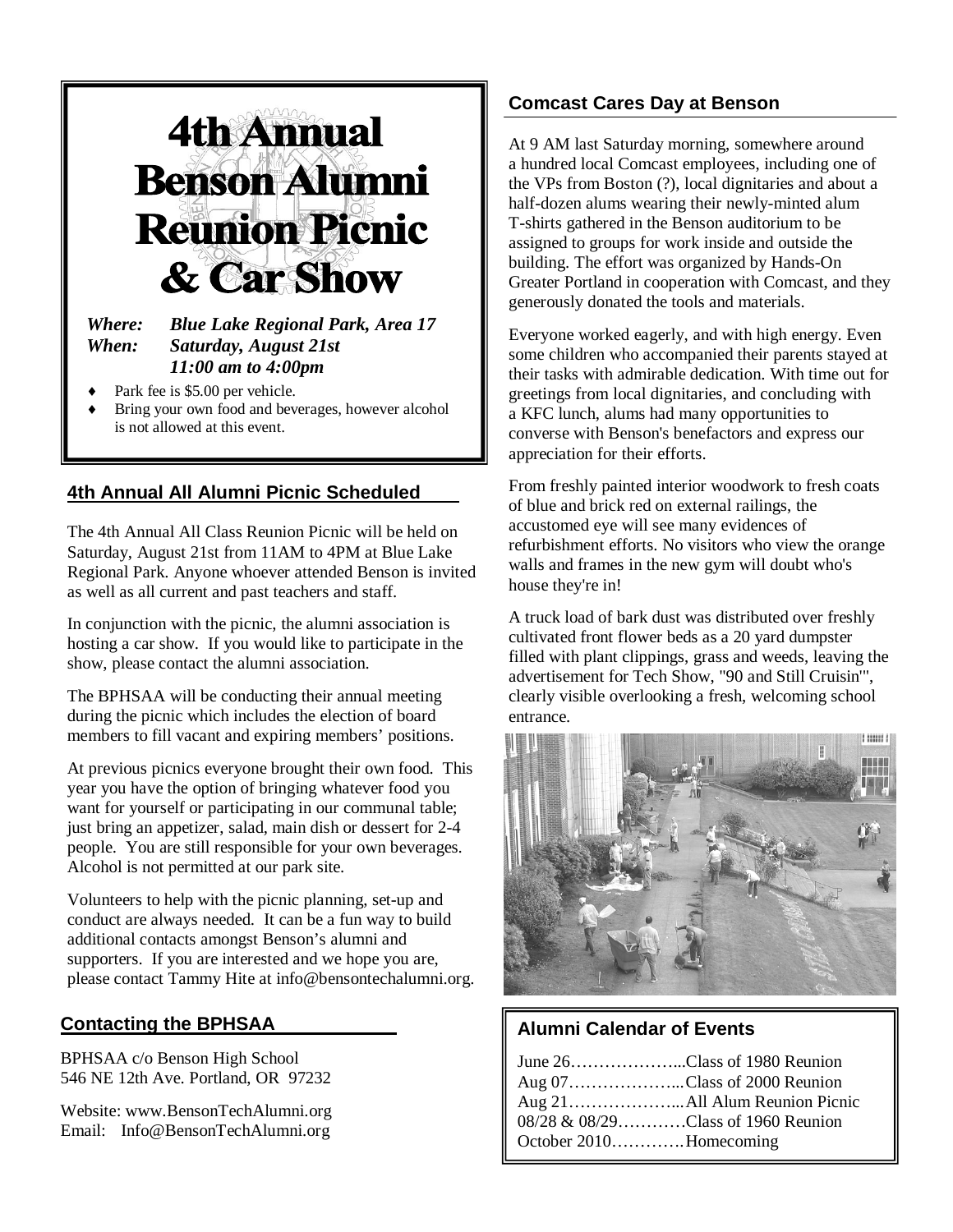# 4th Annual Benson Alumni Reunion Picnic & Car Show

***Where:*** ***Blue Lake Regional Park, Area 17***
***When:*** ***Saturday, August 21st***
***11:00 am to 4:00pm***

- Park fee is $5.00 per vehicle.
- Bring your own food and beverages, however alcohol is not allowed at this event.

## 4th Annual All Alumni Picnic Scheduled

The 4th Annual All Class Reunion Picnic will be held on Saturday, August 21st from 11AM to 4PM at Blue Lake Regional Park. Anyone whoever attended Benson is invited as well as all current and past teachers and staff.

In conjunction with the picnic, the alumni association is hosting a car show. If you would like to participate in the show, please contact the alumni association.

The BPHSAA will be conducting their annual meeting during the picnic which includes the election of board members to fill vacant and expiring members' positions.

At previous picnics everyone brought their own food. This year you have the option of bringing whatever food you want for yourself or participating in our communal table; just bring an appetizer, salad, main dish or dessert for 2-4 people. You are still responsible for your own beverages. Alcohol is not permitted at our park site.

Volunteers to help with the picnic planning, set-up and conduct are always needed. It can be a fun way to build additional contacts amongst Benson's alumni and supporters. If you are interested and we hope you are, please contact Tammy Hite at info@bensontechalumni.org.

## Contacting the BPHSAA

BPHSAA c/o Benson High School
546 NE 12th Ave. Portland, OR 97232

Website: www.BensonTechAlumni.org
Email: Info@BensonTechAlumni.org

## Comcast Cares Day at Benson

At 9 AM last Saturday morning, somewhere around a hundred local Comcast employees, including one of the VPs from Boston (?), local dignitaries and about a half-dozen alums wearing their newly-minted alum T-shirts gathered in the Benson auditorium to be assigned to groups for work inside and outside the building. The effort was organized by Hands-On Greater Portland in cooperation with Comcast, and they generously donated the tools and materials.

Everyone worked eagerly, and with high energy. Even some children who accompanied their parents stayed at their tasks with admirable dedication. With time out for greetings from local dignitaries, and concluding with a KFC lunch, alums had many opportunities to converse with Benson's benefactors and express our appreciation for their efforts.

From freshly painted interior woodwork to fresh coats of blue and brick red on external railings, the accustomed eye will see many evidences of refurbishment efforts. No visitors who view the orange walls and frames in the new gym will doubt who's house they're in!

A truck load of bark dust was distributed over freshly cultivated front flower beds as a 20 yard dumpster filled with plant clippings, grass and weeds, leaving the advertisement for Tech Show, "90 and Still Cruisin'", clearly visible overlooking a fresh, welcoming school entrance.

## Alumni Calendar of Events

June 26………………...Class of 1980 Reunion
Aug 07………………...Class of 2000 Reunion
Aug 21………………...All Alum Reunion Picnic
08/28 & 08/29…………Class of 1960 Reunion
October 2010………….Homecoming